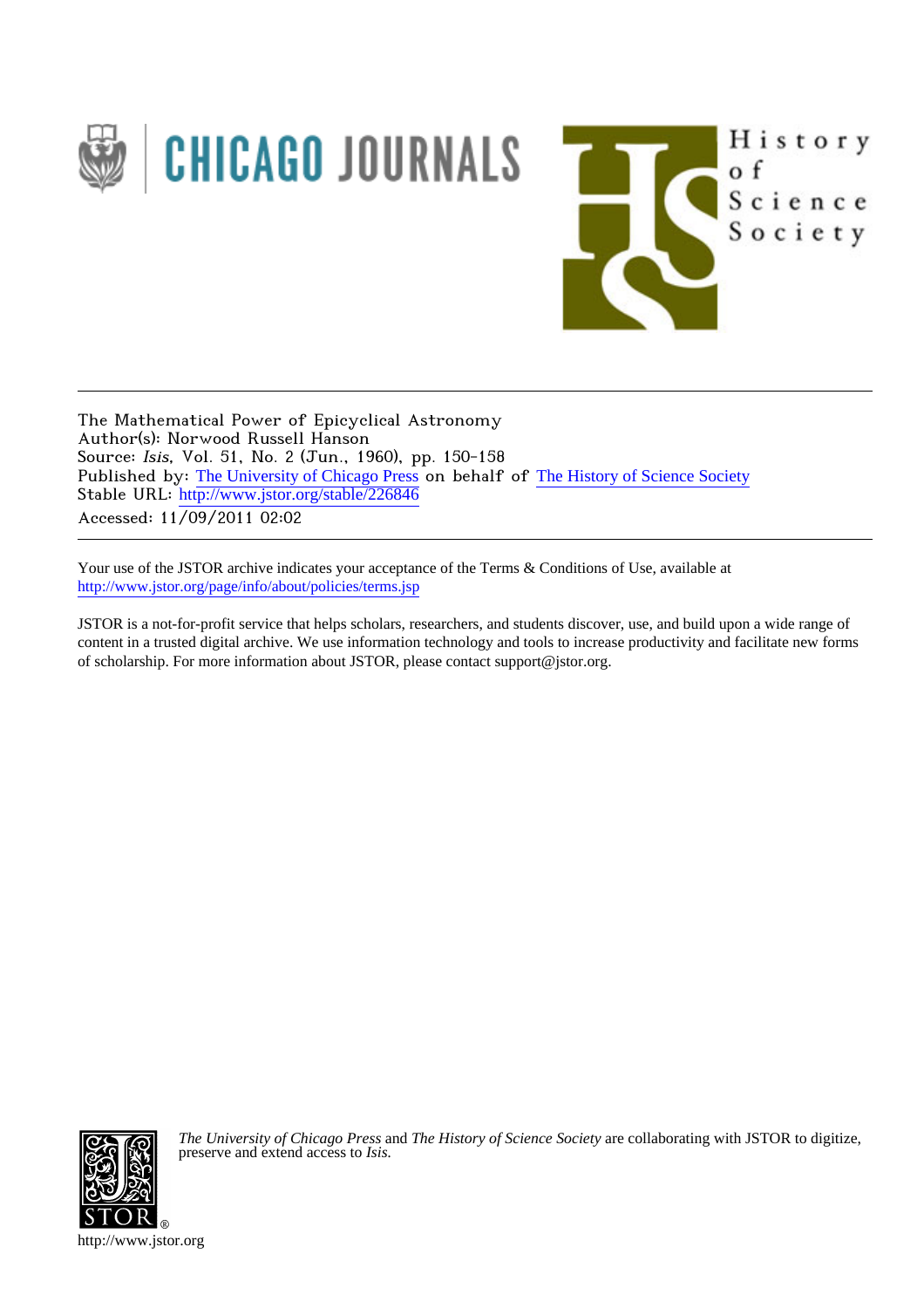The Mathematical Power of Epicyclical Astronomy
Author(s): Norwood Russell Hanson
Source: *Isis*, Vol. 51, No. 2 (Jun., 1960), pp. 150-158
Published by: The University of Chicago Press on behalf of The History of Science Society
Stable URL: http://www.jstor.org/stable/226846
Accessed: 11/09/2011 02:02

Your use of the JSTOR archive indicates your acceptance of the Terms & Conditions of Use, available at
http://www.jstor.org/page/info/about/policies/terms.jsp

JSTOR is a not-for-profit service that helps scholars, researchers, and students discover, use, and build upon a wide range of content in a trusted digital archive. We use information technology and tools to increase productivity and facilitate new forms of scholarship. For more information about JSTOR, please contact support@jstor.org.

*The University of Chicago Press* and *The History of Science Society* are collaborating with JSTOR to digitize, preserve and extend access to *Isis*.

http://www.jstor.org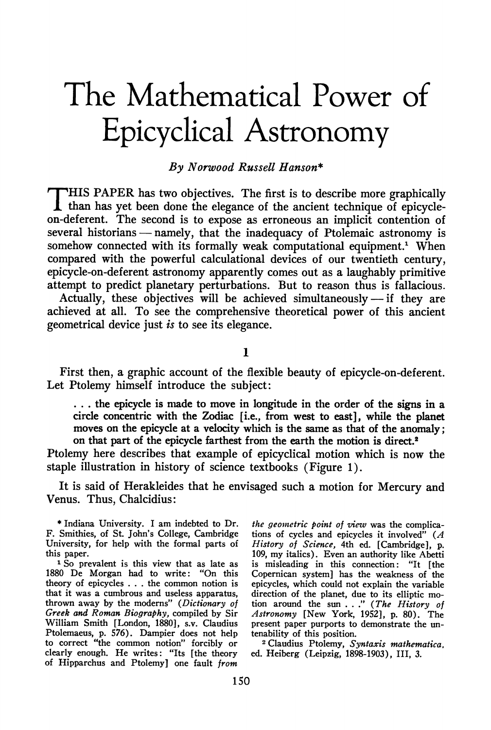# The Mathematical Power of Epicyclical Astronomy

*By Norwood Russell Hanson\**

THIS PAPER has two objectives. The first is to describe more graphically than has yet been done the elegance of the ancient technique of epicycle-on-deferent. The second is to expose as erroneous an implicit contention of several historians — namely, that the inadequacy of Ptolemaic astronomy is somehow connected with its formally weak computational equipment.[1] When compared with the powerful calculational devices of our twentieth century, epicycle-on-deferent astronomy apparently comes out as a laughably primitive attempt to predict planetary perturbations. But to reason thus is fallacious.

Actually, these objectives will be achieved simultaneously — if they are achieved at all. To see the comprehensive theoretical power of this ancient geometrical device just *is* to see its elegance.

## 1

First then, a graphic account of the flexible beauty of epicycle-on-deferent. Let Ptolemy himself introduce the subject:

> . . . the epicycle is made to move in longitude in the order of the signs in a circle concentric with the Zodiac [i.e., from west to east], while the planet moves on the epicycle at a velocity which is the same as that of the anomaly; on that part of the epicycle farthest from the earth the motion is direct.[2]

Ptolemy here describes that example of epicyclical motion which is now the staple illustration in history of science textbooks (Figure 1).

It is said of Herakleides that he envisaged such a motion for Mercury and Venus. Thus, Chalcidius:

---

\* Indiana University. I am indebted to Dr. F. Smithies, of St. John's College, Cambridge University, for help with the formal parts of this paper.

[1] So prevalent is this view that as late as 1880 De Morgan had to write: "On this theory of epicycles . . . the common notion is that it was a cumbrous and useless apparatus, thrown away by the moderns" (*Dictionary of Greek and Roman Biography,* compiled by Sir William Smith [London, 1880], s.v. Claudius Ptolemaeus, p. 576). Dampier does not help to correct "the common notion" forcibly or clearly enough. He writes: "Its [the theory of Hipparchus and Ptolemy] one fault *from the geometric point of view* was the complications of cycles and epicycles it involved" (*A History of Science,* 4th ed. [Cambridge], p. 109, my italics). Even an authority like Abetti is misleading in this connection: "It [the Copernican system] has the weakness of the epicycles, which could not explain the variable direction of the planet, due to its elliptic motion around the sun . . ." (*The History of Astronomy* [New York, 1952], p. 80). The present paper purports to demonstrate the untenability of this position.

[2] Claudius Ptolemy, *Syntaxis mathematica,* ed. Heiberg (Leipzig, 1898-1903), III, 3.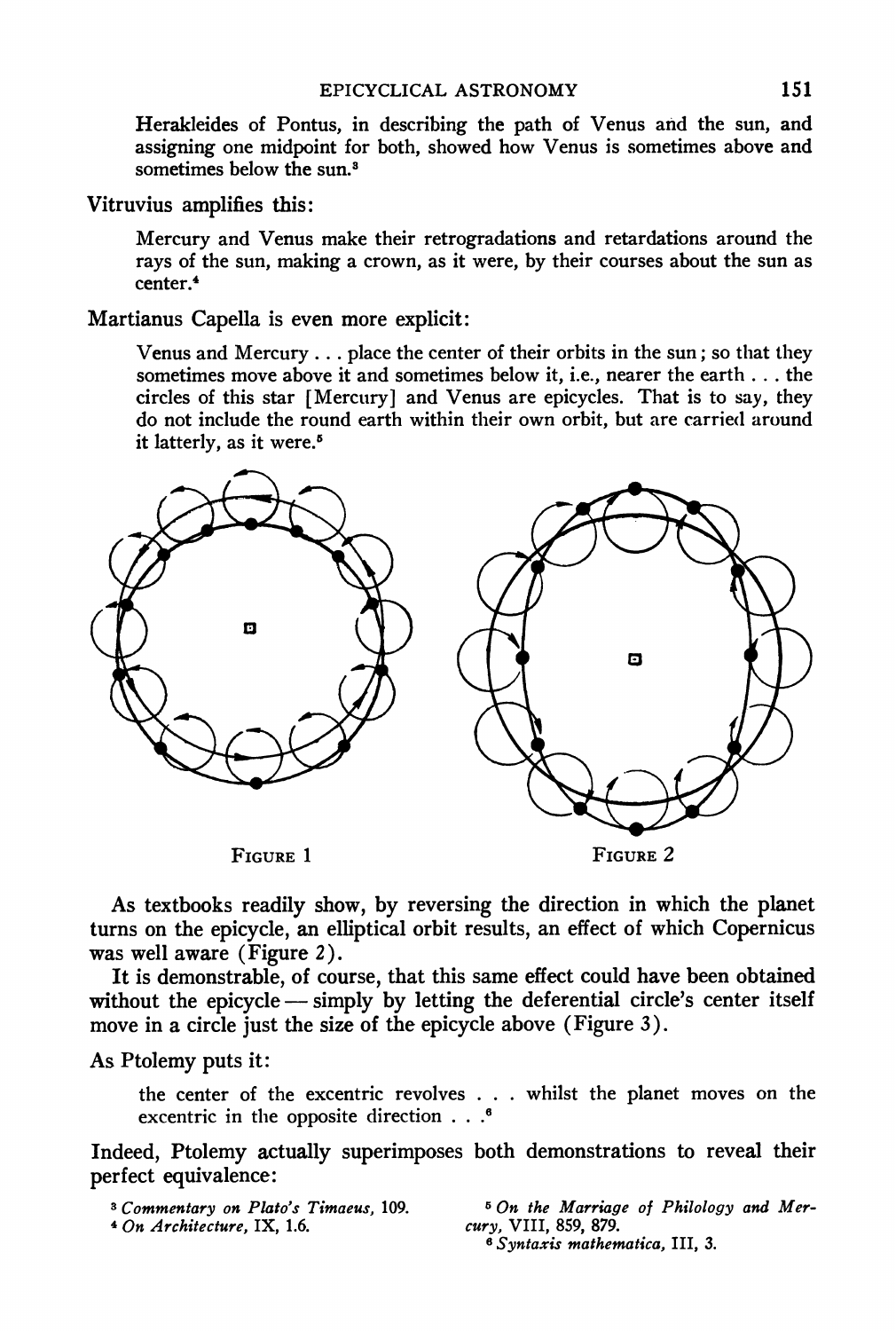Herakleides of Pontus, in describing the path of Venus and the sun, and assigning one midpoint for both, showed how Venus is sometimes above and sometimes below the sun.[3]

Vitruvius amplifies this:

> Mercury and Venus make their retrogradations and retardations around the rays of the sun, making a crown, as it were, by their courses about the sun as center.[4]

Martianus Capella is even more explicit:

> Venus and Mercury . . . place the center of their orbits in the sun; so that they sometimes move above it and sometimes below it, i.e., nearer the earth . . . the circles of this star [Mercury] and Venus are epicycles. That is to say, they do not include the round earth within their own orbit, but are carried around it latterly, as it were.[5]

FIGURE 1

FIGURE 2

As textbooks readily show, by reversing the direction in which the planet turns on the epicycle, an elliptical orbit results, an effect of which Copernicus was well aware (Figure 2).

It is demonstrable, of course, that this same effect could have been obtained without the epicycle — simply by letting the deferential circle's center itself move in a circle just the size of the epicycle above (Figure 3).

As Ptolemy puts it:

> the center of the excentric revolves . . . whilst the planet moves on the excentric in the opposite direction . . .[6]

Indeed, Ptolemy actually superimposes both demonstrations to reveal their perfect equivalence:

[3] *Commentary on Plato's Timaeus*, 109.

[4] *On Architecture*, IX, 1.6.

[5] *On the Marriage of Philology and Mercury*, VIII, 859, 879.

[6] *Syntaxis mathematica*, III, 3.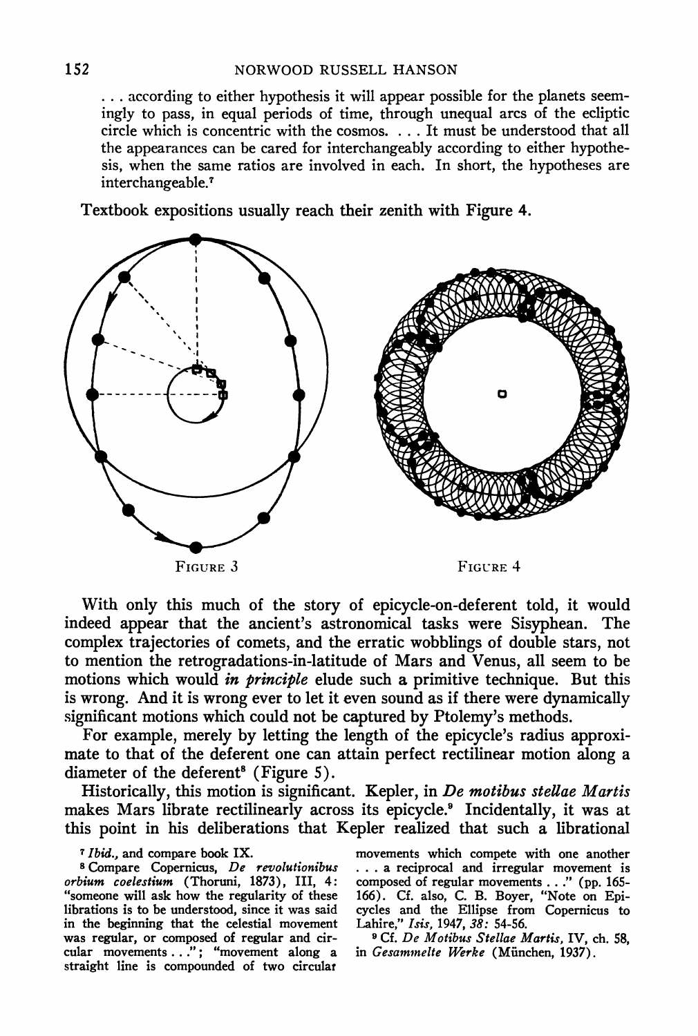. . . according to either hypothesis it will appear possible for the planets seemingly to pass, in equal periods of time, through unequal arcs of the ecliptic circle which is concentric with the cosmos. . . . It must be understood that all the appearances can be cared for interchangeably according to either hypothesis, when the same ratios are involved in each. In short, the hypotheses are interchangeable.[7]

Textbook expositions usually reach their zenith with Figure 4.

FIGURE 3

FIGURE 4

With only this much of the story of epicycle-on-deferent told, it would indeed appear that the ancient's astronomical tasks were Sisyphean. The complex trajectories of comets, and the erratic wobblings of double stars, not to mention the retrogradations-in-latitude of Mars and Venus, all seem to be motions which would *in principle* elude such a primitive technique. But this is wrong. And it is wrong ever to let it even sound as if there were dynamically significant motions which could not be captured by Ptolemy's methods.

For example, merely by letting the length of the epicycle's radius approximate to that of the deferent one can attain perfect rectilinear motion along a diameter of the deferent[8] (Figure 5).

Historically, this motion is significant. Kepler, in *De motibus stellae Martis* makes Mars librate rectilinearly across its epicycle.[9] Incidentally, it was at this point in his deliberations that Kepler realized that such a librational

[7] *Ibid.*, and compare book IX.

[8] Compare Copernicus, *De revolutionibus orbium coelestium* (Thoruni, 1873), III, 4: "someone will ask how the regularity of these librations is to be understood, since it was said in the beginning that the celestial movement was regular, or composed of regular and circular movements . . ."; "movement along a straight line is compounded of two circular movements which compete with one another . . . a reciprocal and irregular movement is composed of regular movements . . ." (pp. 165-166). Cf. also, C. B. Boyer, "Note on Epicycles and the Ellipse from Copernicus to Lahire," *Isis*, 1947, *38*: 54-56.

[9] Cf. *De Motibus Stellae Martis*, IV, ch. 58, in *Gesammelte Werke* (München, 1937).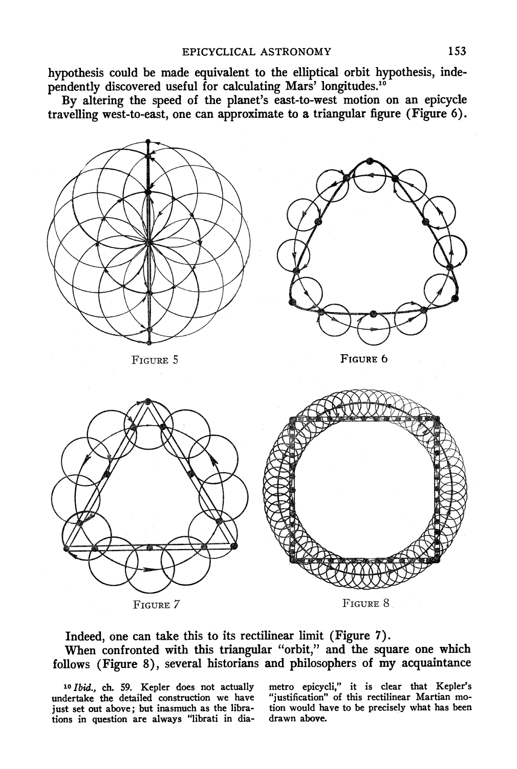hypothesis could be made equivalent to the elliptical orbit hypothesis, independently discovered useful for calculating Mars' longitudes.[10]

By altering the speed of the planet's east-to-west motion on an epicycle travelling west-to-east, one can approximate to a triangular figure (Figure 6).

FIGURE 5

FIGURE 6

FIGURE 7

FIGURE 8

Indeed, one can take this to its rectilinear limit (Figure 7).

When confronted with this triangular "orbit," and the square one which follows (Figure 8), several historians and philosophers of my acquaintance

---

[10] *Ibid.*, ch. 59. Kepler does not actually undertake the detailed construction we have just set out above; but inasmuch as the librations in question are always "librati in diametro epicycli," it is clear that Kepler's "justification" of this rectilinear Martian motion would have to be precisely what has been drawn above.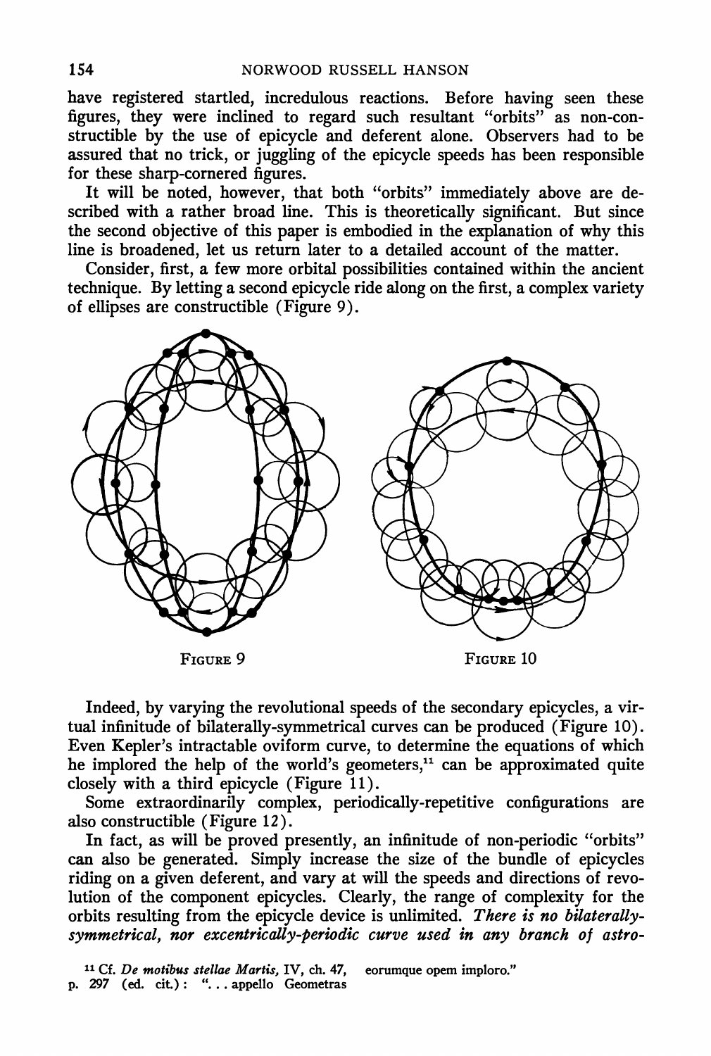have registered startled, incredulous reactions. Before having seen these figures, they were inclined to regard such resultant "orbits" as non-constructible by the use of epicycle and deferent alone. Observers had to be assured that no trick, or juggling of the epicycle speeds has been responsible for these sharp-cornered figures.

It will be noted, however, that both "orbits" immediately above are described with a rather broad line. This is theoretically significant. But since the second objective of this paper is embodied in the explanation of why this line is broadened, let us return later to a detailed account of the matter.

Consider, first, a few more orbital possibilities contained within the ancient technique. By letting a second epicycle ride along on the first, a complex variety of ellipses are constructible (Figure 9).

FIGURE 9

FIGURE 10

Indeed, by varying the revolutional speeds of the secondary epicycles, a virtual infinitude of bilaterally-symmetrical curves can be produced (Figure 10). Even Kepler's intractable oviform curve, to determine the equations of which he implored the help of the world's geometers,[11] can be approximated quite closely with a third epicycle (Figure 11).

Some extraordinarily complex, periodically-repetitive configurations are also constructible (Figure 12).

In fact, as will be proved presently, an infinitude of non-periodic "orbits" can also be generated. Simply increase the size of the bundle of epicycles riding on a given deferent, and vary at will the speeds and directions of revolution of the component epicycles. Clearly, the range of complexity for the orbits resulting from the epicycle device is unlimited. *There is no bilaterally-symmetrical, nor excentrically-periodic curve used in any branch of astro-*

[11] Cf. *De motibus stellae Martis,* IV, ch. 47, p. 297 (ed. cit.): "... appello Geometras eorumque opem imploro."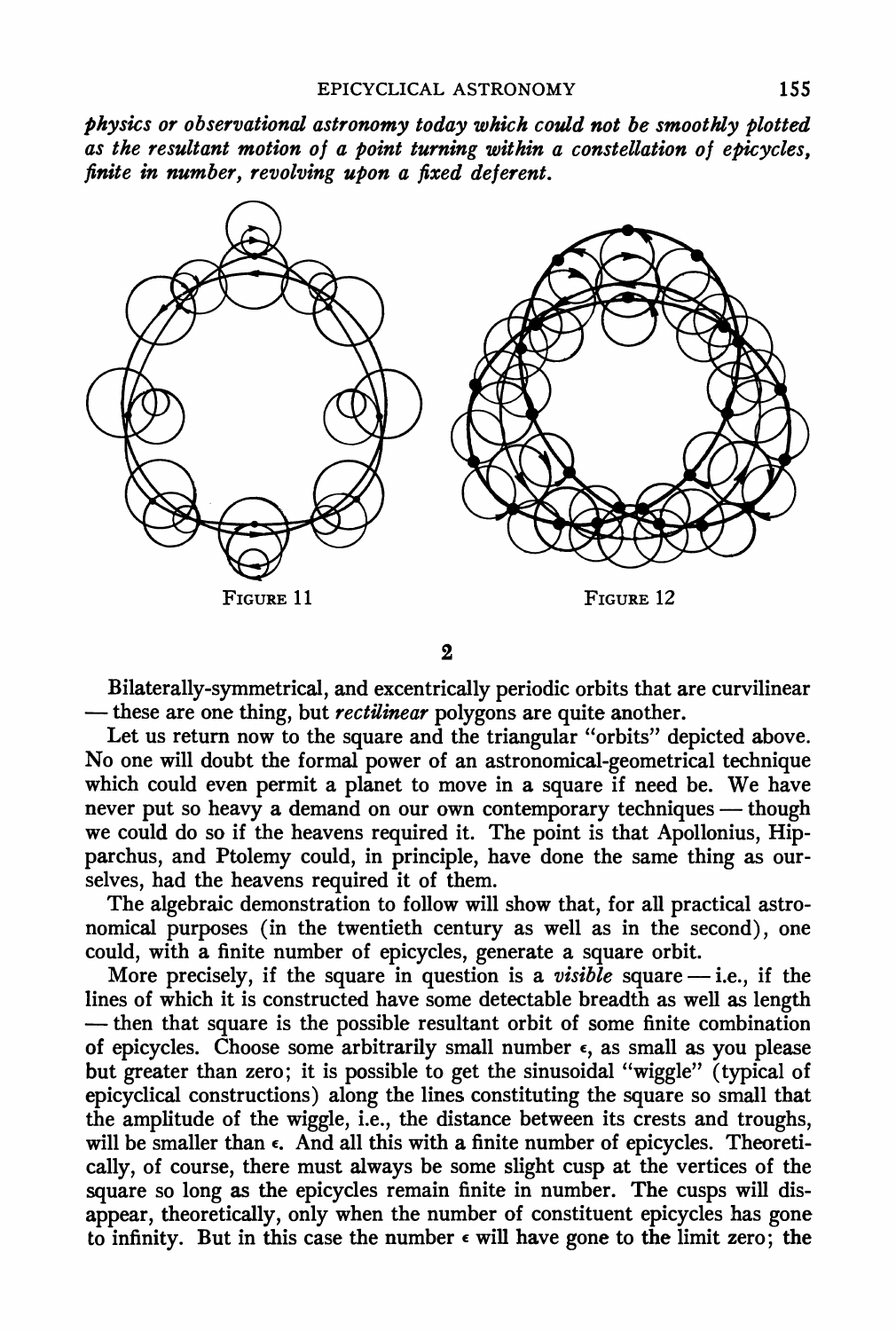*physics or observational astronomy today which could not be smoothly plotted as the resultant motion of a point turning within a constellation of epicycles, finite in number, revolving upon a fixed deferent.*

FIGURE 11

FIGURE 12

## 2

Bilaterally-symmetrical, and excentrically periodic orbits that are curvilinear — these are one thing, but *rectilinear* polygons are quite another.

Let us return now to the square and the triangular "orbits" depicted above. No one will doubt the formal power of an astronomical-geometrical technique which could even permit a planet to move in a square if need be. We have never put so heavy a demand on our own contemporary techniques — though we could do so if the heavens required it. The point is that Apollonius, Hipparchus, and Ptolemy could, in principle, have done the same thing as ourselves, had the heavens required it of them.

The algebraic demonstration to follow will show that, for all practical astronomical purposes (in the twentieth century as well as in the second), one could, with a finite number of epicycles, generate a square orbit.

More precisely, if the square in question is a *visible* square — i.e., if the lines of which it is constructed have some detectable breadth as well as length — then that square is the possible resultant orbit of some finite combination of epicycles. Choose some arbitrarily small number $\epsilon$, as small as you please but greater than zero; it is possible to get the sinusoidal "wiggle" (typical of epicyclical constructions) along the lines constituting the square so small that the amplitude of the wiggle, i.e., the distance between its crests and troughs, will be smaller than $\epsilon$. And all this with a finite number of epicycles. Theoretically, of course, there must always be some slight cusp at the vertices of the square so long as the epicycles remain finite in number. The cusps will disappear, theoretically, only when the number of constituent epicycles has gone to infinity. But in this case the number $\epsilon$ will have gone to the limit zero; the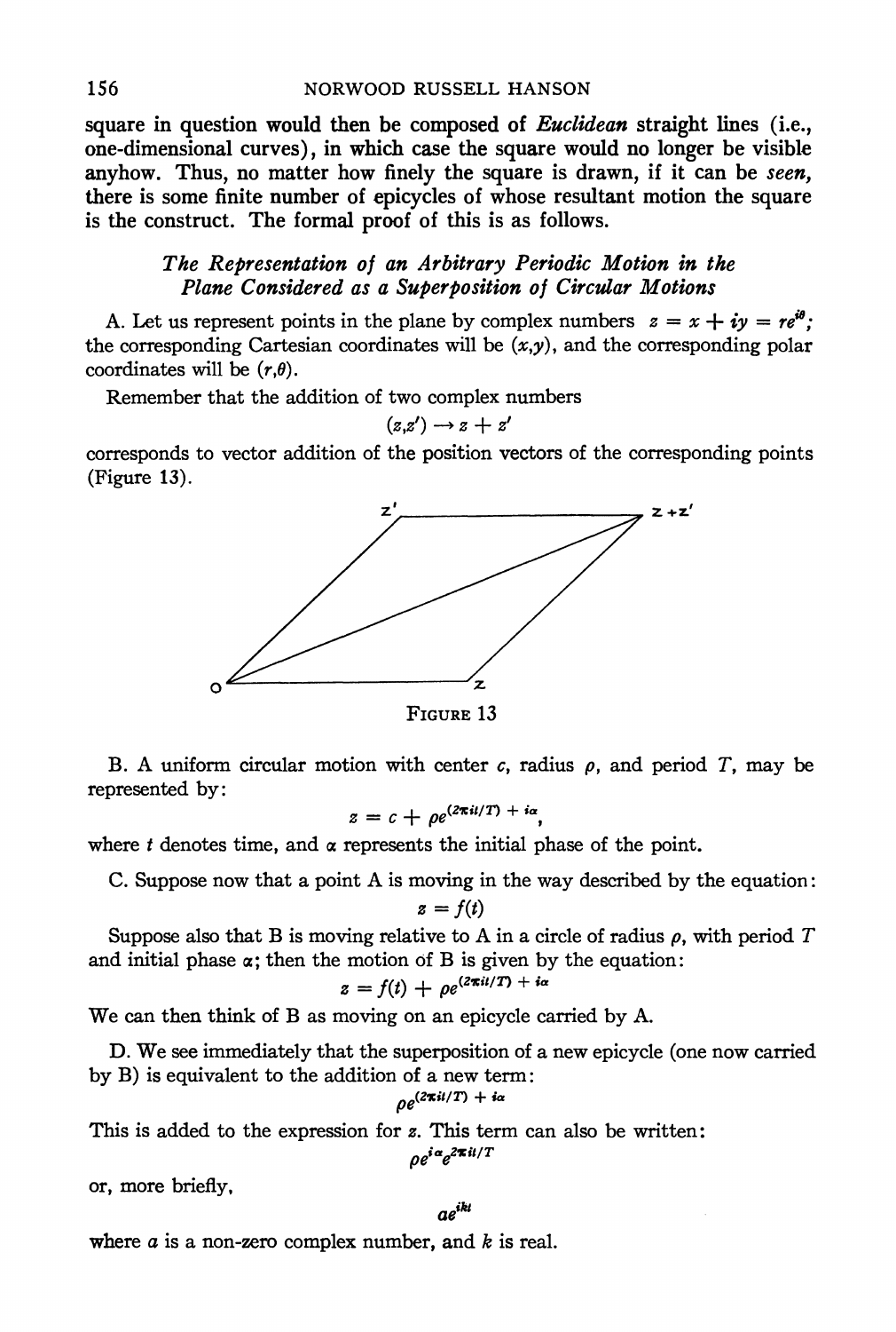square in question would then be composed of *Euclidean* straight lines (i.e., one-dimensional curves), in which case the square would no longer be visible anyhow. Thus, no matter how finely the square is drawn, if it can be *seen*, there is some finite number of epicycles of whose resultant motion the square is the construct. The formal proof of this is as follows.

### *The Representation of an Arbitrary Periodic Motion in the Plane Considered as a Superposition of Circular Motions*

A. Let us represent points in the plane by complex numbers $z = x + iy = re^{i\theta}$; the corresponding Cartesian coordinates will be $(x,y)$, and the corresponding polar coordinates will be $(r,\theta)$.

Remember that the addition of two complex numbers

$$(z,z') \rightarrow z + z'$$

corresponds to vector addition of the position vectors of the corresponding points (Figure 13).

FIGURE 13

B. A uniform circular motion with center $c$, radius $\rho$, and period $T$, may be represented by:

$$z = c + \rho e^{(2\pi i t/T) + i\alpha},$$

where $t$ denotes time, and $\alpha$ represents the initial phase of the point.

C. Suppose now that a point A is moving in the way described by the equation:

$$z = f(t)$$

Suppose also that B is moving relative to A in a circle of radius $\rho$, with period $T$ and initial phase $\alpha$; then the motion of B is given by the equation:

$$z = f(t) + \rho e^{(2\pi i t/T) + i\alpha}$$

We can then think of B as moving on an epicycle carried by A.

D. We see immediately that the superposition of a new epicycle (one now carried by B) is equivalent to the addition of a new term:

$$\rho e^{(2\pi i t/T) + i\alpha}$$

This is added to the expression for $z$. This term can also be written:

$$\rho e^{i\alpha} e^{2\pi i t/T}$$

or, more briefly,

$$ae^{ikt}$$

where $a$ is a non-zero complex number, and $k$ is real.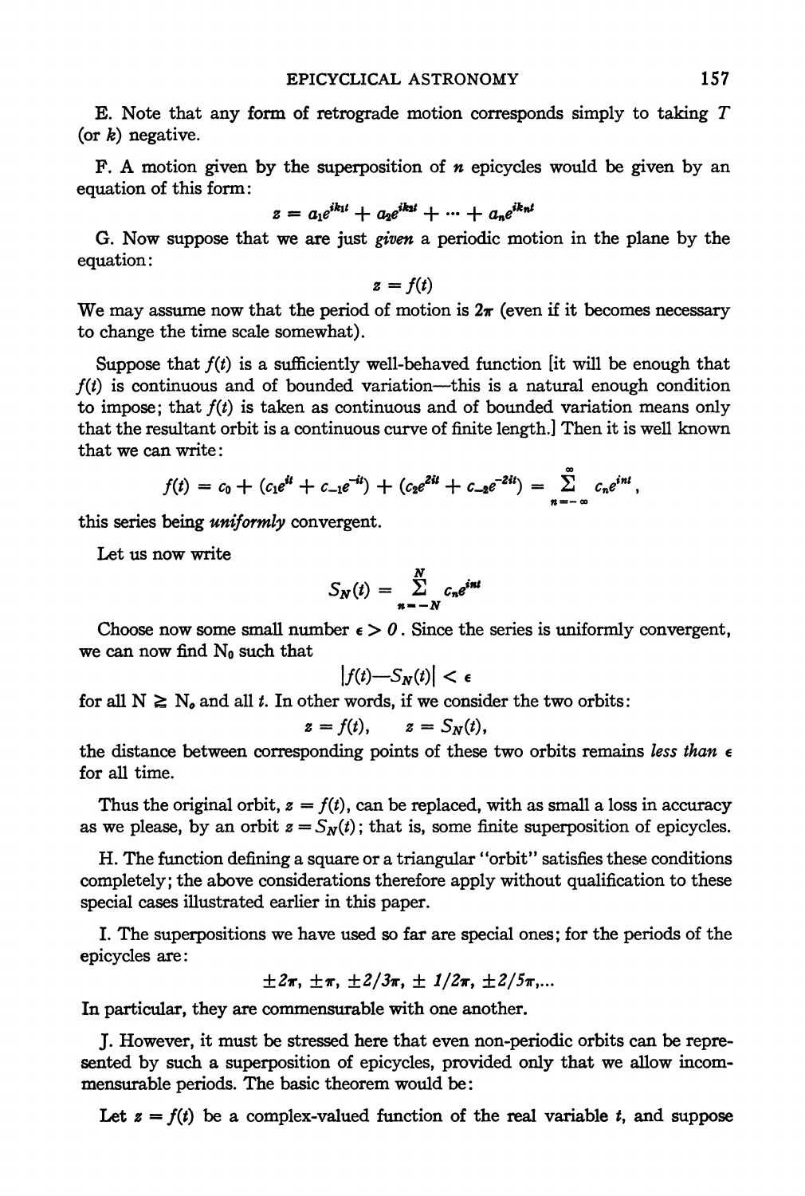E. Note that any form of retrograde motion corresponds simply to taking $T$ (or $k$) negative.

F. A motion given by the superposition of $n$ epicycles would be given by an equation of this form:

$$z = a_1 e^{ik_1 t} + a_2 e^{ik_2 t} + \cdots + a_n e^{ik_n t}$$

G. Now suppose that we are just *given* a periodic motion in the plane by the equation:

$$z = f(t)$$

We may assume now that the period of motion is $2\pi$ (even if it becomes necessary to change the time scale somewhat).

Suppose that $f(t)$ is a sufficiently well-behaved function [it will be enough that $f(t)$ is continuous and of bounded variation—this is a natural enough condition to impose; that $f(t)$ is taken as continuous and of bounded variation means only that the resultant orbit is a continuous curve of finite length.] Then it is well known that we can write:

$$f(t) = c_0 + (c_1 e^{it} + c_{-1} e^{-it}) + (c_2 e^{2it} + c_{-2} e^{-2it}) = \sum_{n=-\infty}^{\infty} c_n e^{int},$$

this series being *uniformly* convergent.

Let us now write

$$S_N(t) = \sum_{n=-N}^{N} c_n e^{int}$$

Choose now some small number $\epsilon > 0$. Since the series is uniformly convergent, we can now find $N_0$ such that

$$|f(t) - S_N(t)| < \epsilon$$

for all $N \geq N_o$ and all $t$. In other words, if we consider the two orbits:

$$z = f(t), \qquad z = S_N(t),$$

the distance between corresponding points of these two orbits remains *less than* $\epsilon$ for all time.

Thus the original orbit, $z = f(t)$, can be replaced, with as small a loss in accuracy as we please, by an orbit $z = S_N(t)$; that is, some finite superposition of epicycles.

H. The function defining a square or a triangular "orbit" satisfies these conditions completely; the above considerations therefore apply without qualification to these special cases illustrated earlier in this paper.

I. The superpositions we have used so far are special ones; for the periods of the epicycles are:

$$\pm 2\pi, \; \pm\pi, \; \pm 2/3\pi, \; \pm 1/2\pi, \; \pm 2/5\pi, \ldots$$

In particular, they are commensurable with one another.

J. However, it must be stressed here that even non-periodic orbits can be represented by such a superposition of epicycles, provided only that we allow incommensurable periods. The basic theorem would be:

Let $z = f(t)$ be a complex-valued function of the real variable $t$, and suppose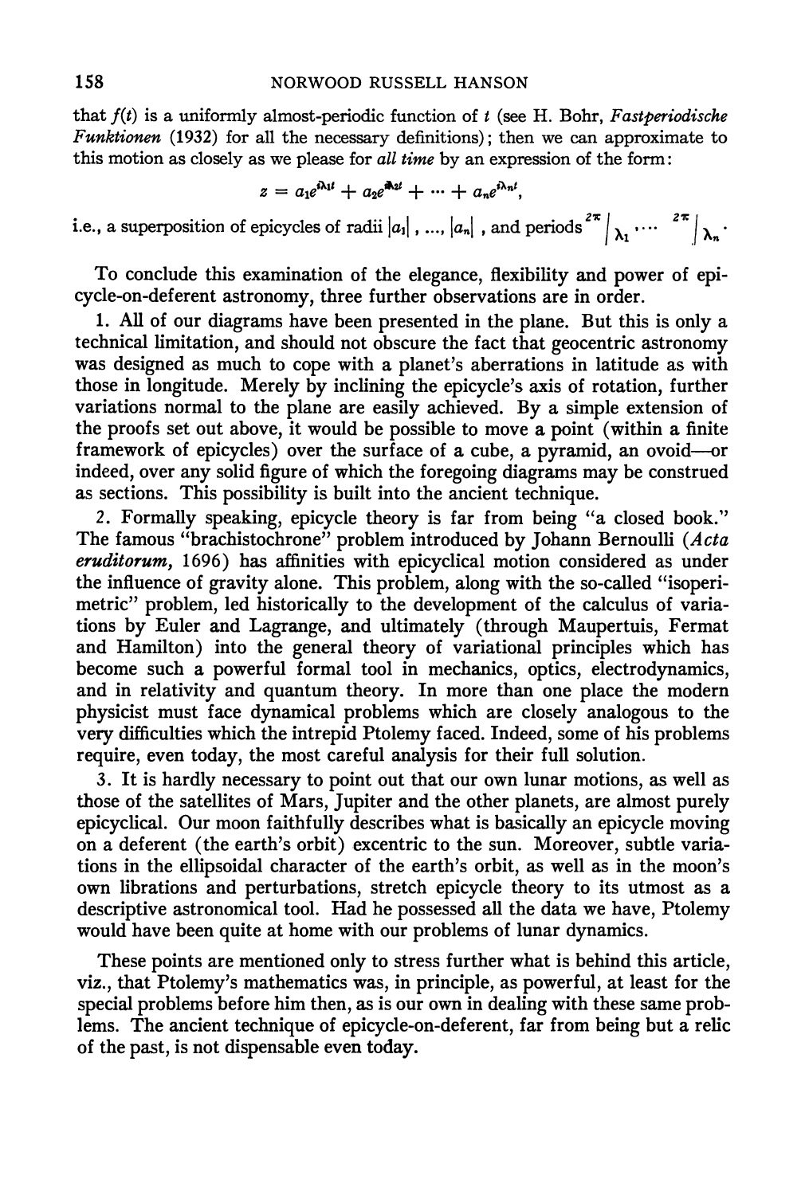that $f(t)$ is a uniformly almost-periodic function of $t$ (see H. Bohr, *Fastperiodische Funktionen* (1932) for all the necessary definitions); then we can approximate to this motion as closely as we please for *all time* by an expression of the form:

$$z = a_1 e^{i\lambda_1 t} + a_2 e^{i\lambda_2 t} + \cdots + a_n e^{i\lambda_n t},$$

i.e., a superposition of epicycles of radii $|a_1|, \ldots, |a_n|$, and periods $2\pi / \lambda_1, \ldots\ 2\pi / \lambda_n$.

To conclude this examination of the elegance, flexibility and power of epicycle-on-deferent astronomy, three further observations are in order.

1. All of our diagrams have been presented in the plane. But this is only a technical limitation, and should not obscure the fact that geocentric astronomy was designed as much to cope with a planet's aberrations in latitude as with those in longitude. Merely by inclining the epicycle's axis of rotation, further variations normal to the plane are easily achieved. By a simple extension of the proofs set out above, it would be possible to move a point (within a finite framework of epicycles) over the surface of a cube, a pyramid, an ovoid—or indeed, over any solid figure of which the foregoing diagrams may be construed as sections. This possibility is built into the ancient technique.

2. Formally speaking, epicycle theory is far from being "a closed book." The famous "brachistochrone" problem introduced by Johann Bernoulli (*Acta eruditorum,* 1696) has affinities with epicyclical motion considered as under the influence of gravity alone. This problem, along with the so-called "isoperimetric" problem, led historically to the development of the calculus of variations by Euler and Lagrange, and ultimately (through Maupertuis, Fermat and Hamilton) into the general theory of variational principles which has become such a powerful formal tool in mechanics, optics, electrodynamics, and in relativity and quantum theory. In more than one place the modern physicist must face dynamical problems which are closely analogous to the very difficulties which the intrepid Ptolemy faced. Indeed, some of his problems require, even today, the most careful analysis for their full solution.

3. It is hardly necessary to point out that our own lunar motions, as well as those of the satellites of Mars, Jupiter and the other planets, are almost purely epicyclical. Our moon faithfully describes what is basically an epicycle moving on a deferent (the earth's orbit) excentric to the sun. Moreover, subtle variations in the ellipsoidal character of the earth's orbit, as well as in the moon's own librations and perturbations, stretch epicycle theory to its utmost as a descriptive astronomical tool. Had he possessed all the data we have, Ptolemy would have been quite at home with our problems of lunar dynamics.

These points are mentioned only to stress further what is behind this article, viz., that Ptolemy's mathematics was, in principle, as powerful, at least for the special problems before him then, as is our own in dealing with these same problems. The ancient technique of epicycle-on-deferent, far from being but a relic of the past, is not dispensable even today.